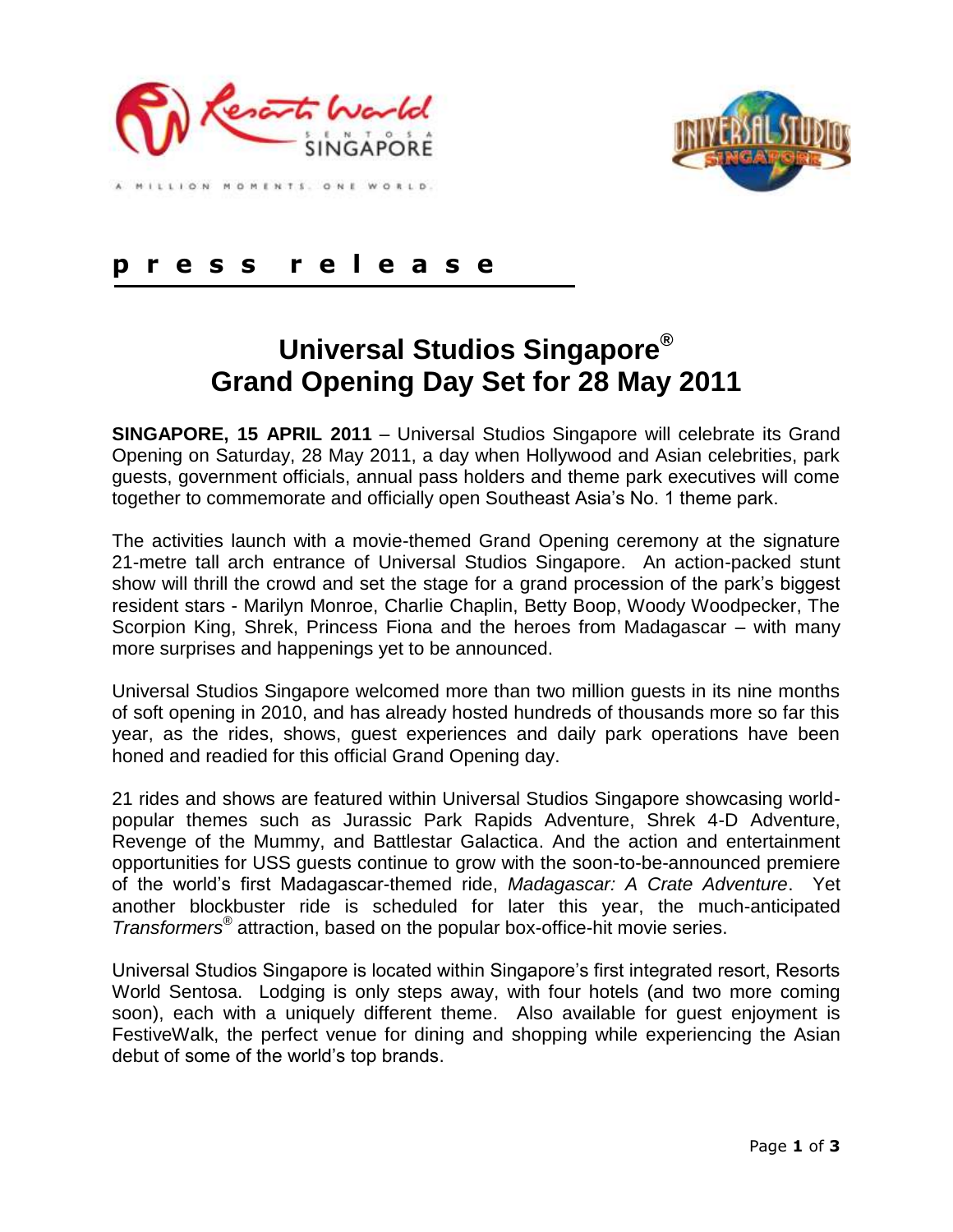p r e s s r e l e a s e

# Universal Studios Singapore®
# Grand Opening Day Set for 28 May 2011

**SINGAPORE, 15 APRIL 2011** – Universal Studios Singapore will celebrate its Grand Opening on Saturday, 28 May 2011, a day when Hollywood and Asian celebrities, park guests, government officials, annual pass holders and theme park executives will come together to commemorate and officially open Southeast Asia's No. 1 theme park.

The activities launch with a movie-themed Grand Opening ceremony at the signature 21-metre tall arch entrance of Universal Studios Singapore. An action-packed stunt show will thrill the crowd and set the stage for a grand procession of the park's biggest resident stars - Marilyn Monroe, Charlie Chaplin, Betty Boop, Woody Woodpecker, The Scorpion King, Shrek, Princess Fiona and the heroes from Madagascar – with many more surprises and happenings yet to be announced.

Universal Studios Singapore welcomed more than two million guests in its nine months of soft opening in 2010, and has already hosted hundreds of thousands more so far this year, as the rides, shows, guest experiences and daily park operations have been honed and readied for this official Grand Opening day.

21 rides and shows are featured within Universal Studios Singapore showcasing world-popular themes such as Jurassic Park Rapids Adventure, Shrek 4-D Adventure, Revenge of the Mummy, and Battlestar Galactica. And the action and entertainment opportunities for USS guests continue to grow with the soon-to-be-announced premiere of the world's first Madagascar-themed ride, *Madagascar: A Crate Adventure*. Yet another blockbuster ride is scheduled for later this year, the much-anticipated *Transformers*® attraction, based on the popular box-office-hit movie series.

Universal Studios Singapore is located within Singapore's first integrated resort, Resorts World Sentosa. Lodging is only steps away, with four hotels (and two more coming soon), each with a uniquely different theme. Also available for guest enjoyment is FestiveWalk, the perfect venue for dining and shopping while experiencing the Asian debut of some of the world's top brands.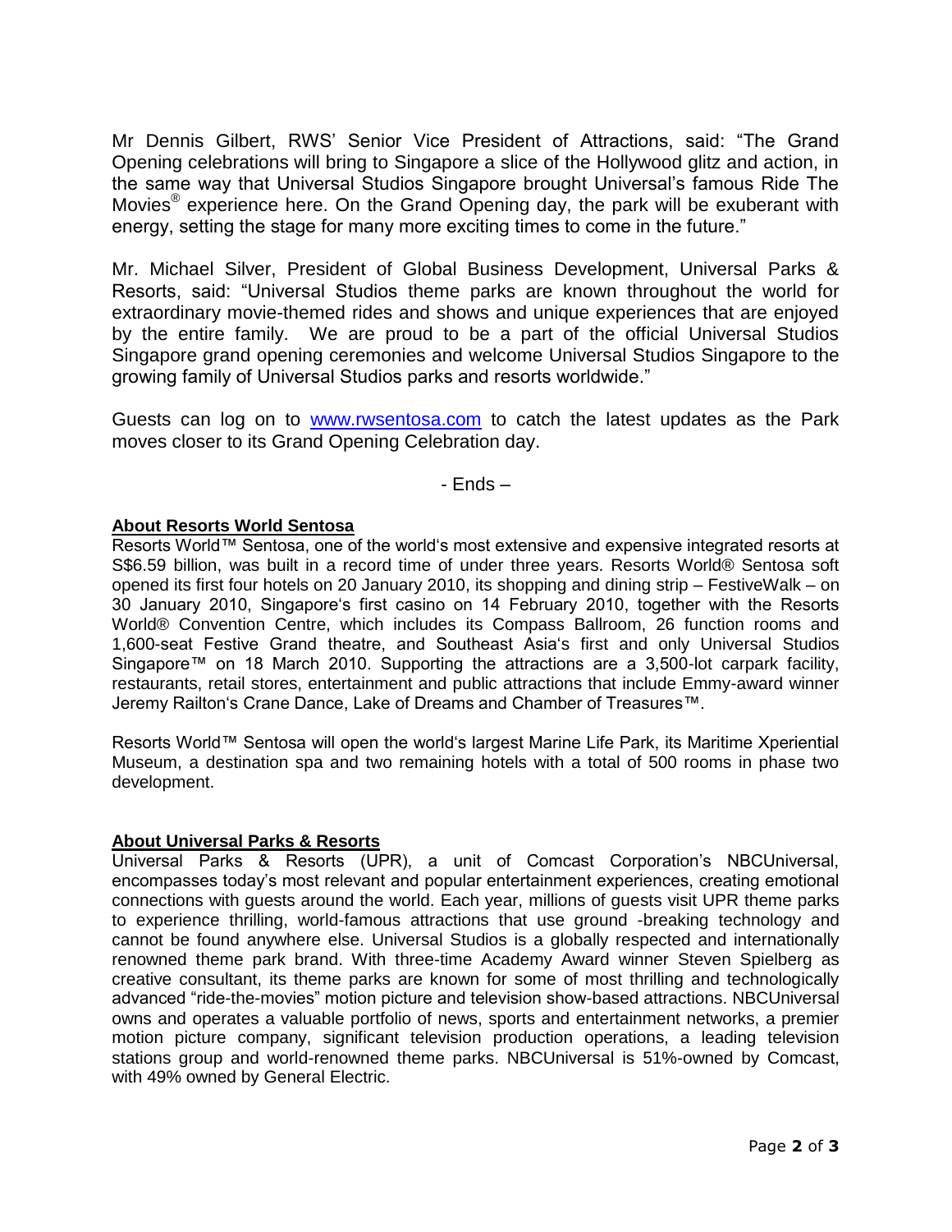Mr Dennis Gilbert, RWS' Senior Vice President of Attractions, said: "The Grand Opening celebrations will bring to Singapore a slice of the Hollywood glitz and action, in the same way that Universal Studios Singapore brought Universal's famous Ride The Movies® experience here. On the Grand Opening day, the park will be exuberant with energy, setting the stage for many more exciting times to come in the future."

Mr. Michael Silver, President of Global Business Development, Universal Parks & Resorts, said: "Universal Studios theme parks are known throughout the world for extraordinary movie-themed rides and shows and unique experiences that are enjoyed by the entire family. We are proud to be a part of the official Universal Studios Singapore grand opening ceremonies and welcome Universal Studios Singapore to the growing family of Universal Studios parks and resorts worldwide."

Guests can log on to [www.rwsentosa.com](http://www.rwsentosa.com) to catch the latest updates as the Park moves closer to its Grand Opening Celebration day.

- Ends –

**About Resorts World Sentosa**

Resorts World™ Sentosa, one of the world's most extensive and expensive integrated resorts at S$6.59 billion, was built in a record time of under three years. Resorts World® Sentosa soft opened its first four hotels on 20 January 2010, its shopping and dining strip – FestiveWalk – on 30 January 2010, Singapore's first casino on 14 February 2010, together with the Resorts World® Convention Centre, which includes its Compass Ballroom, 26 function rooms and 1,600-seat Festive Grand theatre, and Southeast Asia's first and only Universal Studios Singapore™ on 18 March 2010. Supporting the attractions are a 3,500-lot carpark facility, restaurants, retail stores, entertainment and public attractions that include Emmy-award winner Jeremy Railton's Crane Dance, Lake of Dreams and Chamber of Treasures™.

Resorts World™ Sentosa will open the world's largest Marine Life Park, its Maritime Xperiential Museum, a destination spa and two remaining hotels with a total of 500 rooms in phase two development.

**About Universal Parks & Resorts**

Universal Parks & Resorts (UPR), a unit of Comcast Corporation's NBCUniversal, encompasses today's most relevant and popular entertainment experiences, creating emotional connections with guests around the world. Each year, millions of guests visit UPR theme parks to experience thrilling, world-famous attractions that use ground -breaking technology and cannot be found anywhere else. Universal Studios is a globally respected and internationally renowned theme park brand. With three-time Academy Award winner Steven Spielberg as creative consultant, its theme parks are known for some of most thrilling and technologically advanced "ride-the-movies" motion picture and television show-based attractions. NBCUniversal owns and operates a valuable portfolio of news, sports and entertainment networks, a premier motion picture company, significant television production operations, a leading television stations group and world-renowned theme parks. NBCUniversal is 51%-owned by Comcast, with 49% owned by General Electric.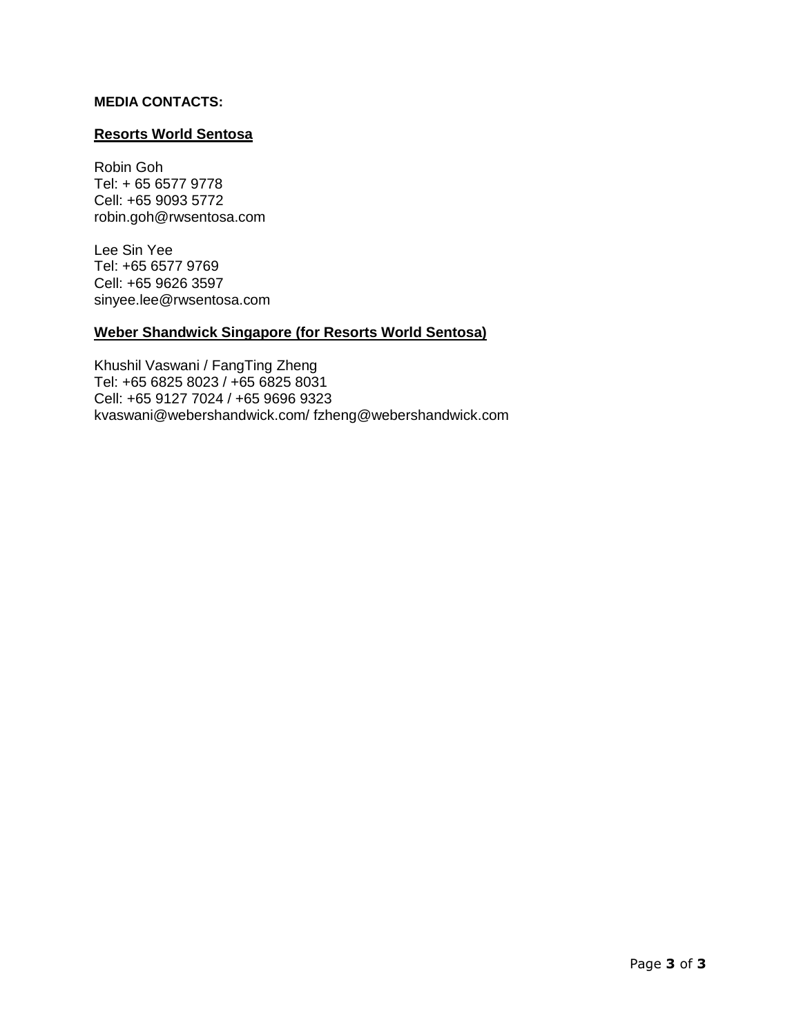**MEDIA CONTACTS:**

**Resorts World Sentosa**

Robin Goh
Tel: + 65 6577 9778
Cell: +65 9093 5772
robin.goh@rwsentosa.com

Lee Sin Yee
Tel: +65 6577 9769
Cell: +65 9626 3597
sinyee.lee@rwsentosa.com

**Weber Shandwick Singapore (for Resorts World Sentosa)**

Khushil Vaswani / FangTing Zheng
Tel: +65 6825 8023 / +65 6825 8031
Cell: +65 9127 7024 / +65 9696 9323
kvaswani@webershandwick.com/ fzheng@webershandwick.com